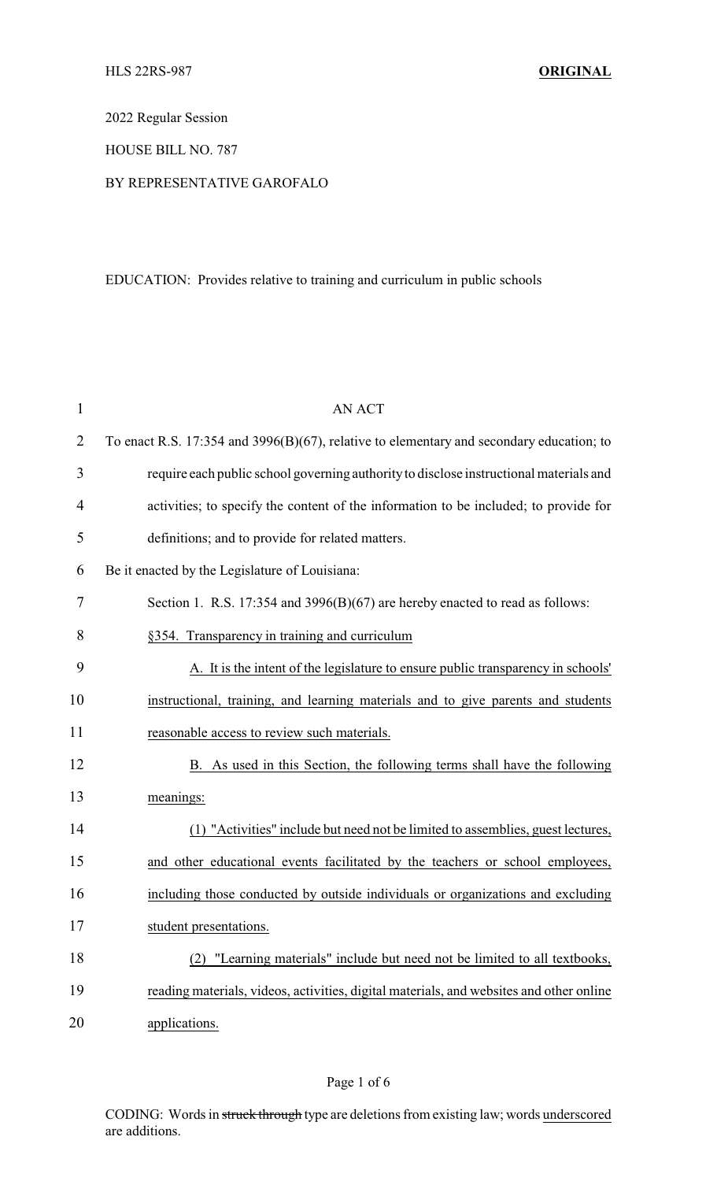HLS 22RS-987 **ORIGINAL**

2022 Regular Session

HOUSE BILL NO. 787

BY REPRESENTATIVE GAROFALO

EDUCATION: Provides relative to training and curriculum in public schools

AN ACT

To enact R.S. 17:354 and 3996(B)(67), relative to elementary and secondary education; to require each public school governing authority to disclose instructional materials and activities; to specify the content of the information to be included; to provide for definitions; and to provide for related matters.

Be it enacted by the Legislature of Louisiana:

Section 1. R.S. 17:354 and 3996(B)(67) are hereby enacted to read as follows:

§354. Transparency in training and curriculum

A. It is the intent of the legislature to ensure public transparency in schools' instructional, training, and learning materials and to give parents and students reasonable access to review such materials.

B. As used in this Section, the following terms shall have the following meanings:

(1) "Activities" include but need not be limited to assemblies, guest lectures, and other educational events facilitated by the teachers or school employees, including those conducted by outside individuals or organizations and excluding student presentations.

(2) "Learning materials" include but need not be limited to all textbooks, reading materials, videos, activities, digital materials, and websites and other online applications.

CODING: Words in ~~struck through~~ type are deletions from existing law; words underscored are additions.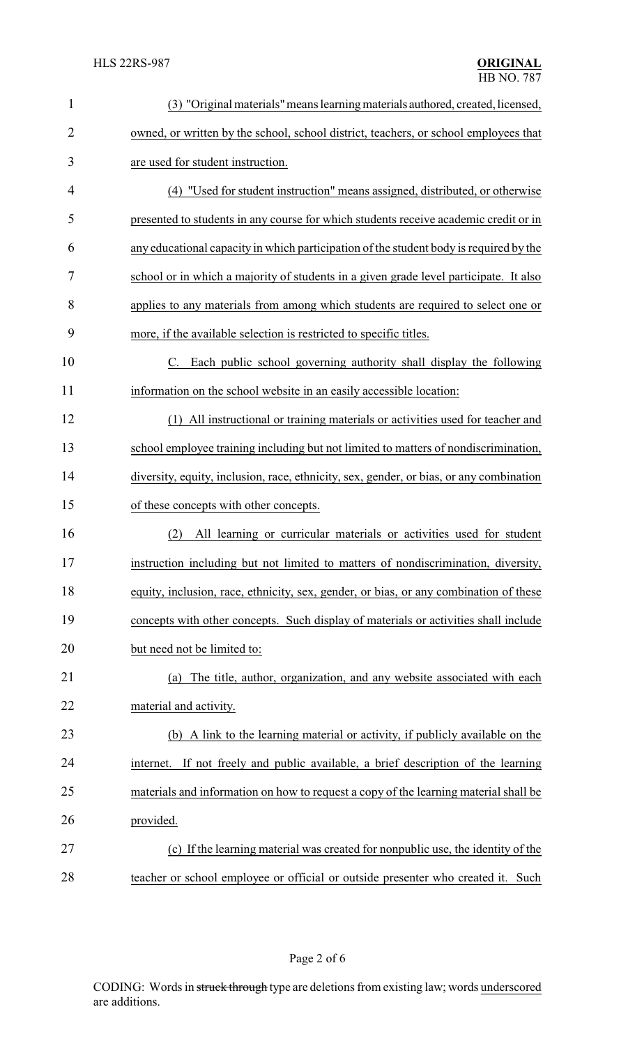(3) "Original materials" means learning materials authored, created, licensed, owned, or written by the school, school district, teachers, or school employees that are used for student instruction.

(4) "Used for student instruction" means assigned, distributed, or otherwise presented to students in any course for which students receive academic credit or in any educational capacity in which participation of the student body is required by the school or in which a majority of students in a given grade level participate. It also applies to any materials from among which students are required to select one or more, if the available selection is restricted to specific titles.

C. Each public school governing authority shall display the following information on the school website in an easily accessible location:

(1) All instructional or training materials or activities used for teacher and school employee training including but not limited to matters of nondiscrimination, diversity, equity, inclusion, race, ethnicity, sex, gender, or bias, or any combination of these concepts with other concepts.

(2) All learning or curricular materials or activities used for student instruction including but not limited to matters of nondiscrimination, diversity, equity, inclusion, race, ethnicity, sex, gender, or bias, or any combination of these concepts with other concepts. Such display of materials or activities shall include but need not be limited to:

(a) The title, author, organization, and any website associated with each material and activity.

(b) A link to the learning material or activity, if publicly available on the internet. If not freely and public available, a brief description of the learning materials and information on how to request a copy of the learning material shall be provided.

(c) If the learning material was created for nonpublic use, the identity of the teacher or school employee or official or outside presenter who created it. Such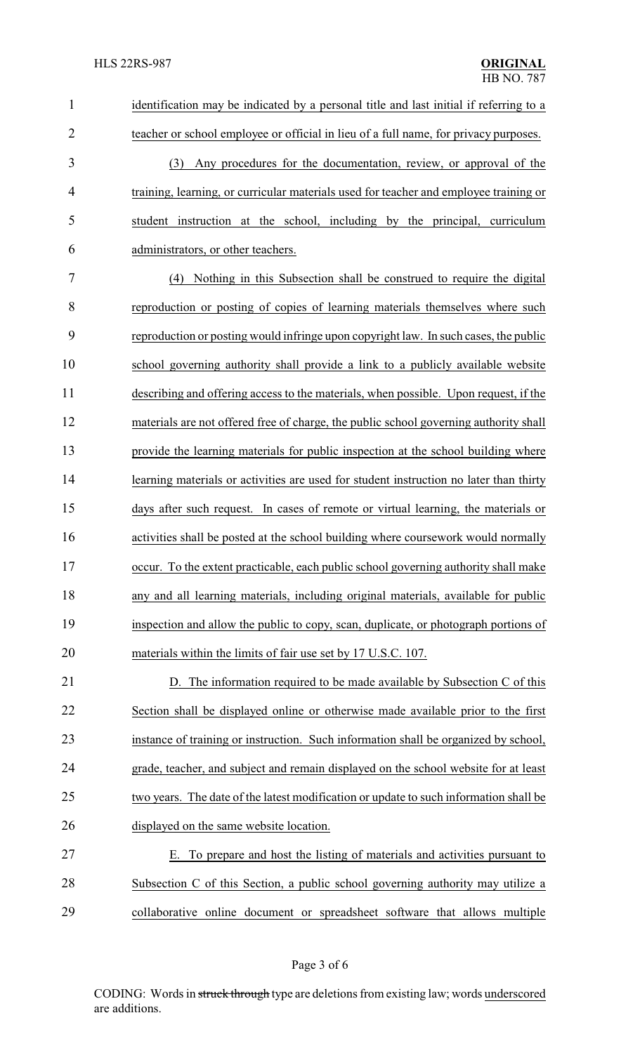identification may be indicated by a personal title and last initial if referring to a teacher or school employee or official in lieu of a full name, for privacy purposes.

(3) Any procedures for the documentation, review, or approval of the training, learning, or curricular materials used for teacher and employee training or student instruction at the school, including by the principal, curriculum administrators, or other teachers.

(4) Nothing in this Subsection shall be construed to require the digital reproduction or posting of copies of learning materials themselves where such reproduction or posting would infringe upon copyright law. In such cases, the public school governing authority shall provide a link to a publicly available website describing and offering access to the materials, when possible. Upon request, if the materials are not offered free of charge, the public school governing authority shall provide the learning materials for public inspection at the school building where learning materials or activities are used for student instruction no later than thirty days after such request. In cases of remote or virtual learning, the materials or activities shall be posted at the school building where coursework would normally occur. To the extent practicable, each public school governing authority shall make any and all learning materials, including original materials, available for public inspection and allow the public to copy, scan, duplicate, or photograph portions of materials within the limits of fair use set by 17 U.S.C. 107.

D. The information required to be made available by Subsection C of this Section shall be displayed online or otherwise made available prior to the first instance of training or instruction. Such information shall be organized by school, grade, teacher, and subject and remain displayed on the school website for at least two years. The date of the latest modification or update to such information shall be displayed on the same website location.

E. To prepare and host the listing of materials and activities pursuant to Subsection C of this Section, a public school governing authority may utilize a collaborative online document or spreadsheet software that allows multiple

CODING: Words in struck through type are deletions from existing law; words underscored are additions.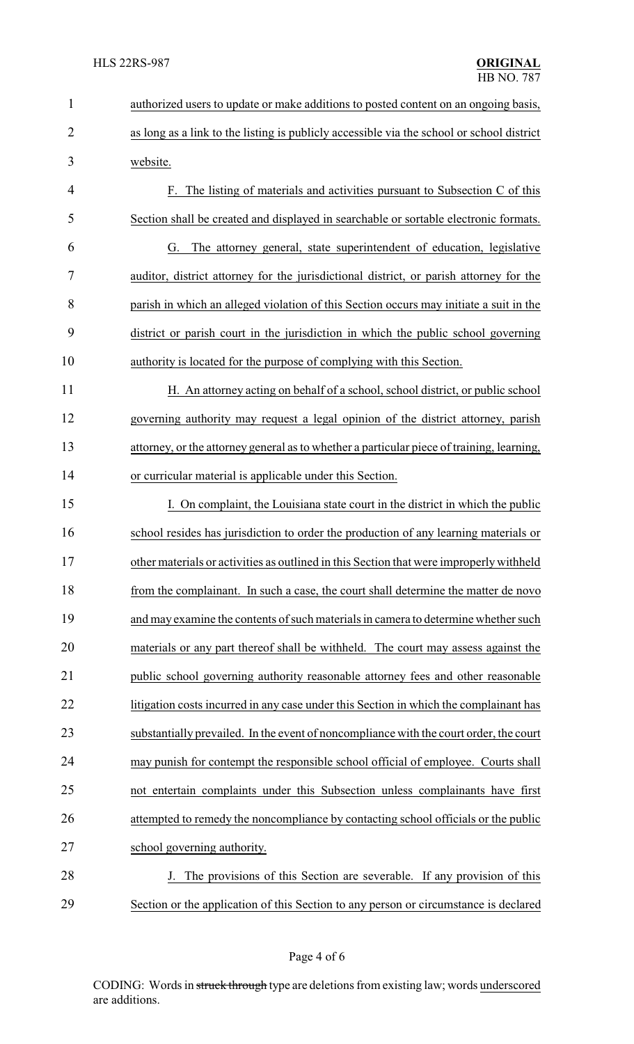authorized users to update or make additions to posted content on an ongoing basis, as long as a link to the listing is publicly accessible via the school or school district website.

F. The listing of materials and activities pursuant to Subsection C of this Section shall be created and displayed in searchable or sortable electronic formats.

G. The attorney general, state superintendent of education, legislative auditor, district attorney for the jurisdictional district, or parish attorney for the parish in which an alleged violation of this Section occurs may initiate a suit in the district or parish court in the jurisdiction in which the public school governing authority is located for the purpose of complying with this Section.

H. An attorney acting on behalf of a school, school district, or public school governing authority may request a legal opinion of the district attorney, parish attorney, or the attorney general as to whether a particular piece of training, learning, or curricular material is applicable under this Section.

I. On complaint, the Louisiana state court in the district in which the public school resides has jurisdiction to order the production of any learning materials or other materials or activities as outlined in this Section that were improperly withheld from the complainant. In such a case, the court shall determine the matter de novo and may examine the contents of such materials in camera to determine whether such materials or any part thereof shall be withheld. The court may assess against the public school governing authority reasonable attorney fees and other reasonable litigation costs incurred in any case under this Section in which the complainant has substantially prevailed. In the event of noncompliance with the court order, the court may punish for contempt the responsible school official of employee. Courts shall not entertain complaints under this Subsection unless complainants have first attempted to remedy the noncompliance by contacting school officials or the public school governing authority.

J. The provisions of this Section are severable. If any provision of this Section or the application of this Section to any person or circumstance is declared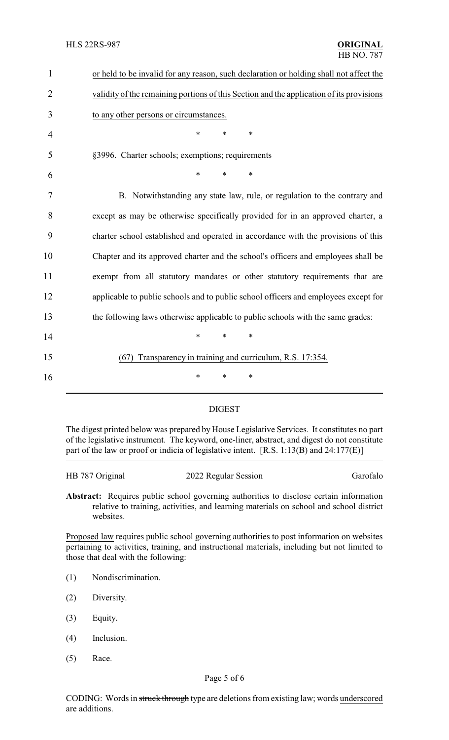or held to be invalid for any reason, such declaration or holding shall not affect the validity of the remaining portions of this Section and the application of its provisions to any other persons or circumstances.

\* \* \*

§3996. Charter schools; exemptions; requirements

\* \* \*

B. Notwithstanding any state law, rule, or regulation to the contrary and except as may be otherwise specifically provided for in an approved charter, a charter school established and operated in accordance with the provisions of this Chapter and its approved charter and the school's officers and employees shall be exempt from all statutory mandates or other statutory requirements that are applicable to public schools and to public school officers and employees except for the following laws otherwise applicable to public schools with the same grades:

\* \* \*

(67) Transparency in training and curriculum, R.S. 17:354.

\* \* \*

## DIGEST

The digest printed below was prepared by House Legislative Services. It constitutes no part of the legislative instrument. The keyword, one-liner, abstract, and digest do not constitute part of the law or proof or indicia of legislative intent. [R.S. 1:13(B) and 24:177(E)]

HB 787 Original — 2022 Regular Session — Garofalo

**Abstract:** Requires public school governing authorities to disclose certain information relative to training, activities, and learning materials on school and school district websites.

Proposed law requires public school governing authorities to post information on websites pertaining to activities, training, and instructional materials, including but not limited to those that deal with the following:

(1) Nondiscrimination.

(2) Diversity.

(3) Equity.

(4) Inclusion.

(5) Race.

CODING: Words in ~~struck through~~ type are deletions from existing law; words underscored are additions.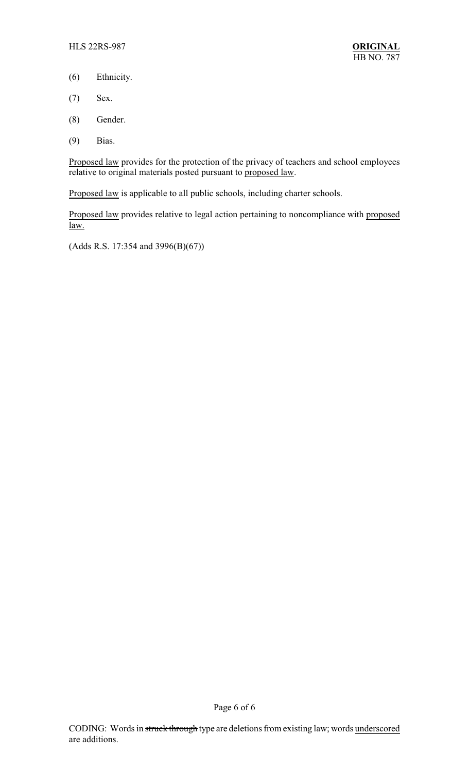(6) Ethnicity.

(7) Sex.

(8) Gender.

(9) Bias.

Proposed law provides for the protection of the privacy of teachers and school employees relative to original materials posted pursuant to proposed law.

Proposed law is applicable to all public schools, including charter schools.

Proposed law provides relative to legal action pertaining to noncompliance with proposed law.

(Adds R.S. 17:354 and 3996(B)(67))

CODING: Words in ~~struck through~~ type are deletions from existing law; words underscored are additions.